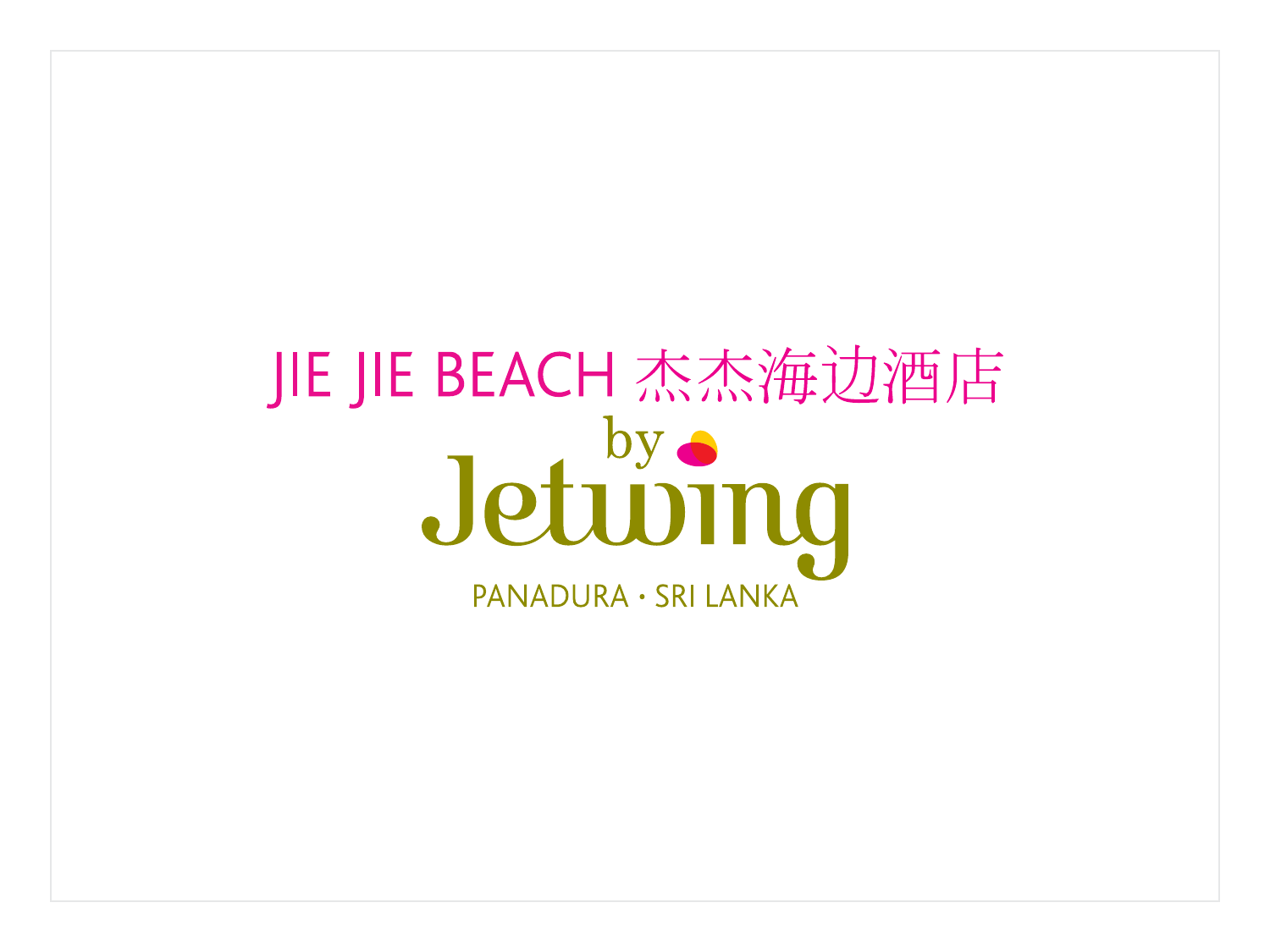# JIE JIE BEACH 杰杰海边酒店

by

# Jetwing

PANADURA · SRI LANKA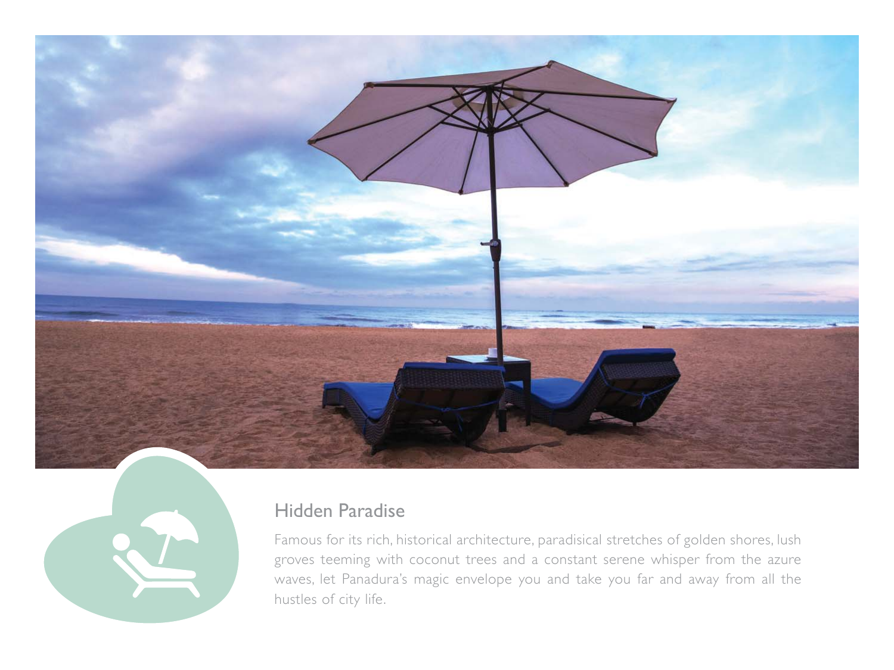## Hidden Paradise

Famous for its rich, historical architecture, paradisical stretches of golden shores, lush groves teeming with coconut trees and a constant serene whisper from the azure waves, let Panadura's magic envelope you and take you far and away from all the hustles of city life.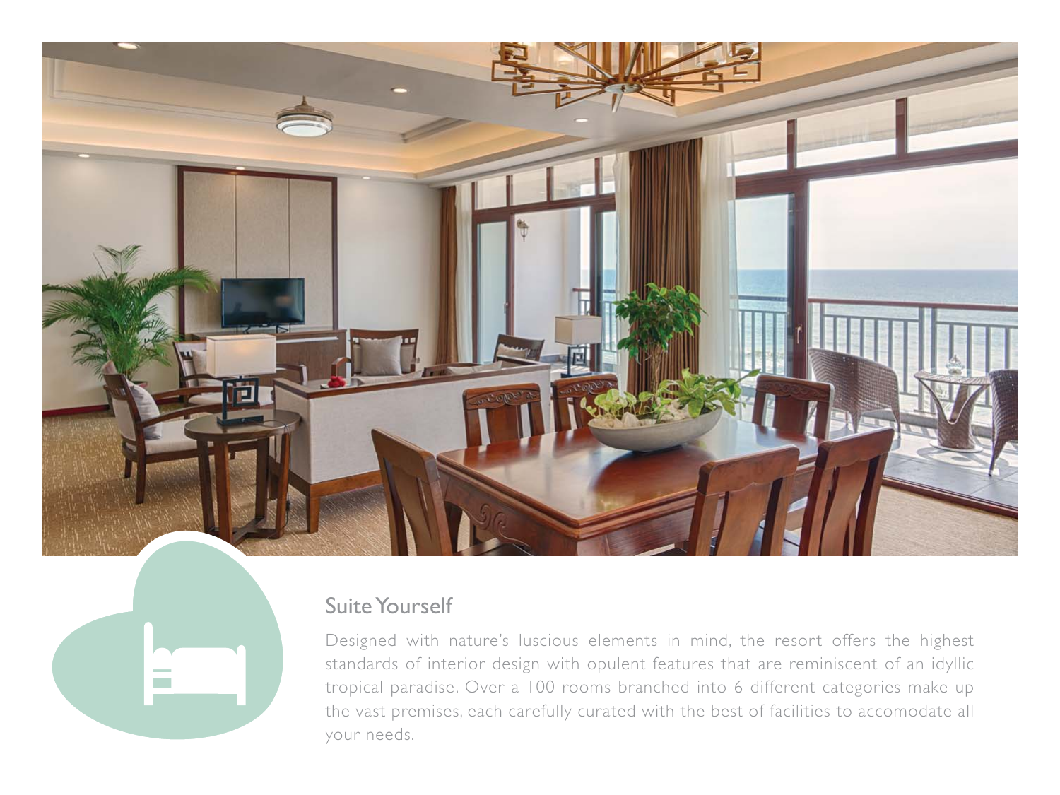## Suite Yourself

Designed with nature's luscious elements in mind, the resort offers the highest standards of interior design with opulent features that are reminiscent of an idyllic tropical paradise. Over a 100 rooms branched into 6 different categories make up the vast premises, each carefully curated with the best of facilities to accomodate all your needs.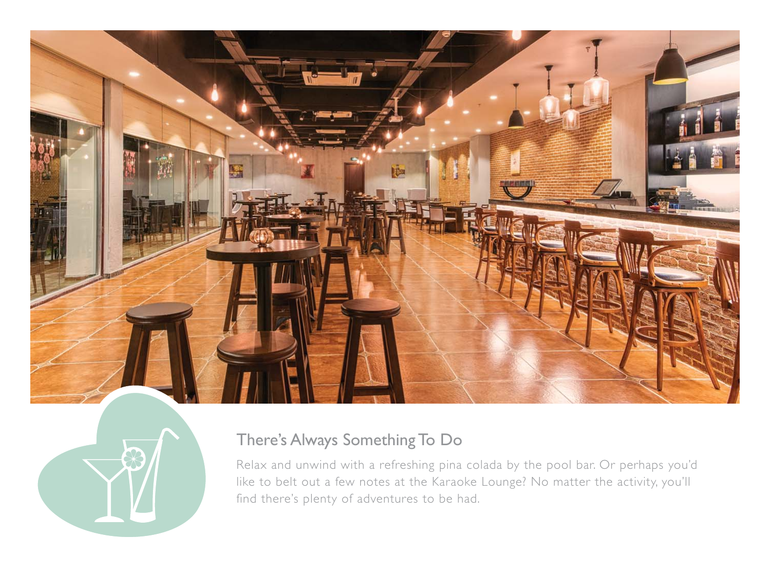## There's Always Something To Do

Relax and unwind with a refreshing pina colada by the pool bar. Or perhaps you'd like to belt out a few notes at the Karaoke Lounge? No matter the activity, you'll find there's plenty of adventures to be had.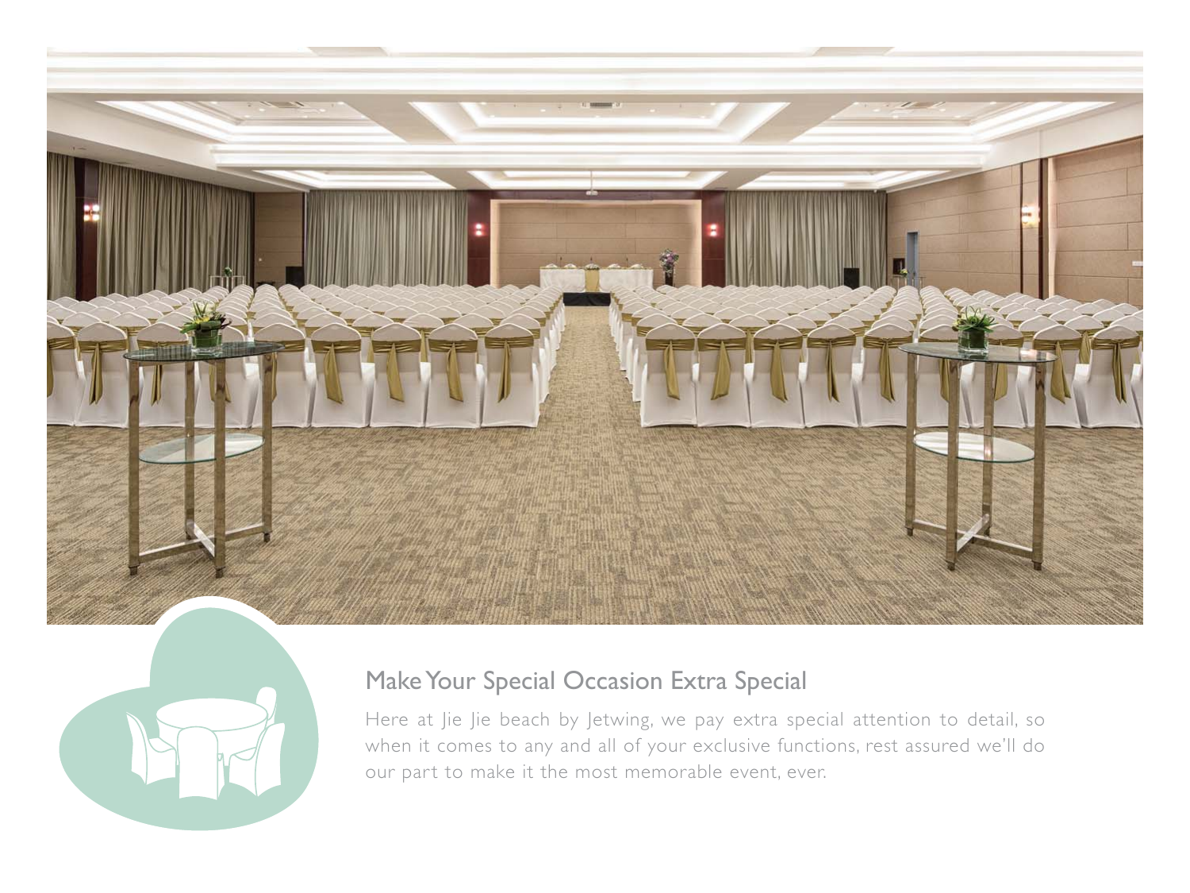## Make Your Special Occasion Extra Special

Here at Jie Jie beach by Jetwing, we pay extra special attention to detail, so when it comes to any and all of your exclusive functions, rest assured we'll do our part to make it the most memorable event, ever.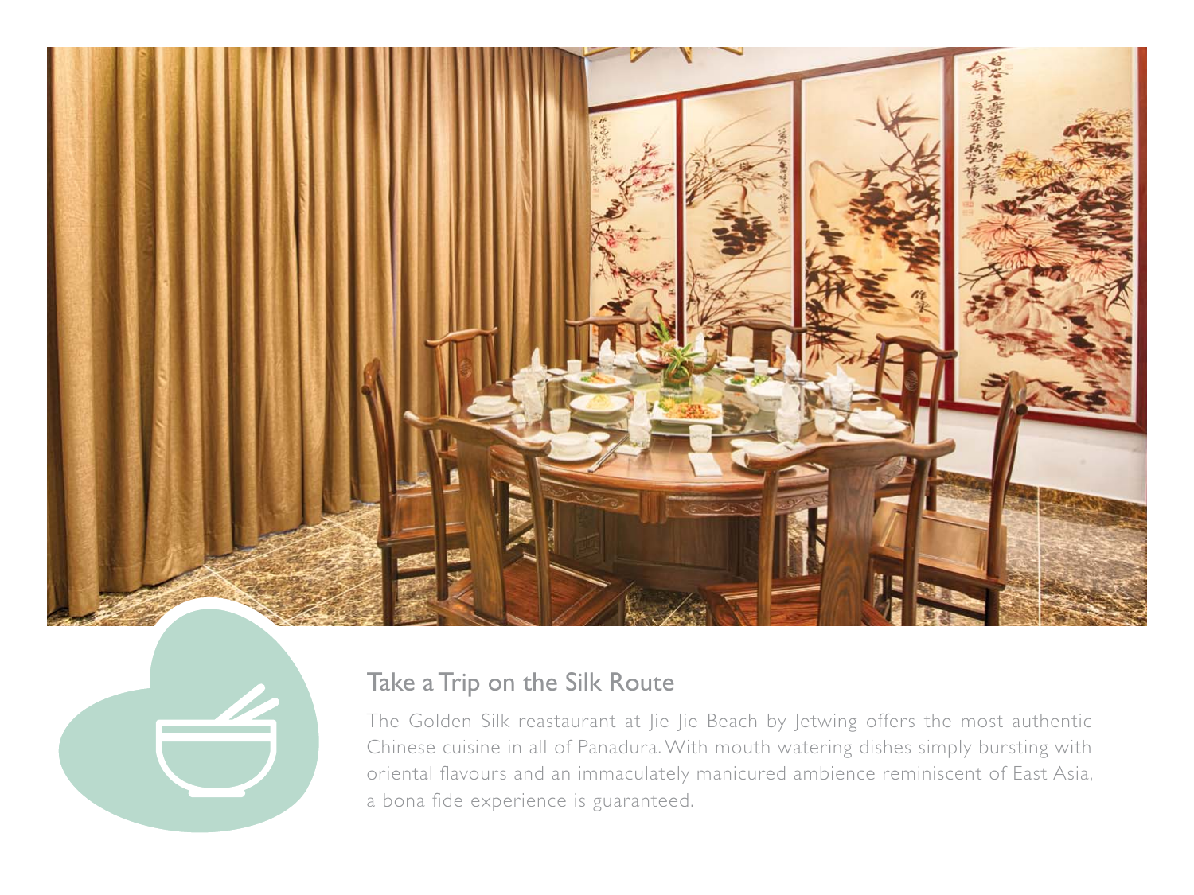## Take a Trip on the Silk Route

The Golden Silk reastaurant at Jie Jie Beach by Jetwing offers the most authentic Chinese cuisine in all of Panadura. With mouth watering dishes simply bursting with oriental flavours and an immaculately manicured ambience reminiscent of East Asia, a bona fide experience is guaranteed.